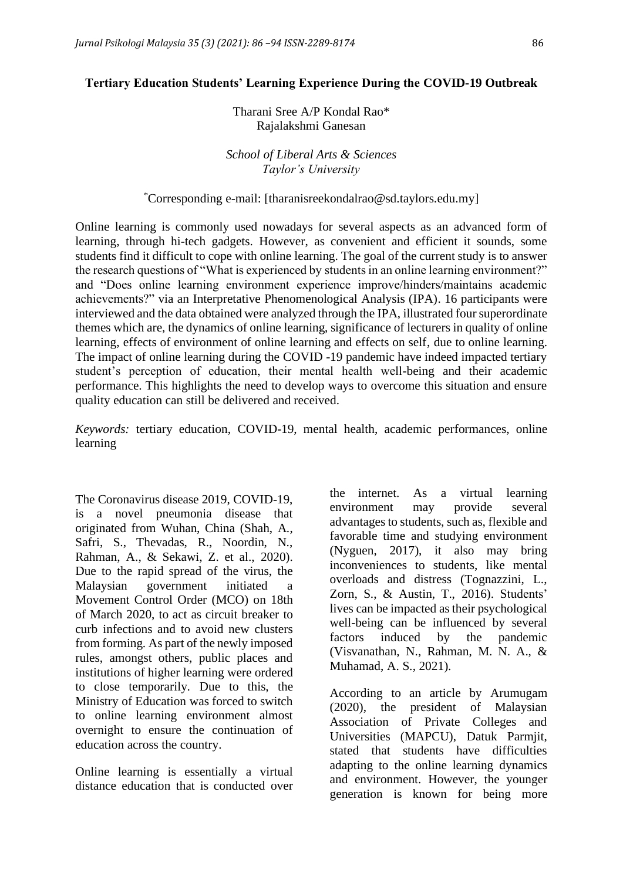# Tertiary Education Students' Learning Experience During the COVID-19 Outbreak

Tharani Sree A/P Kondal Rao*
Rajalakshmi Ganesan

*School of Liberal Arts & Sciences*
*Taylor's University*

*Corresponding e-mail: [tharanisreekondalrao@sd.taylors.edu.my]

Online learning is commonly used nowadays for several aspects as an advanced form of learning, through hi-tech gadgets. However, as convenient and efficient it sounds, some students find it difficult to cope with online learning. The goal of the current study is to answer the research questions of "What is experienced by students in an online learning environment?" and "Does online learning environment experience improve/hinders/maintains academic achievements?" via an Interpretative Phenomenological Analysis (IPA). 16 participants were interviewed and the data obtained were analyzed through the IPA, illustrated four superordinate themes which are, the dynamics of online learning, significance of lecturers in quality of online learning, effects of environment of online learning and effects on self, due to online learning. The impact of online learning during the COVID -19 pandemic have indeed impacted tertiary student's perception of education, their mental health well-being and their academic performance. This highlights the need to develop ways to overcome this situation and ensure quality education can still be delivered and received.

*Keywords:* tertiary education, COVID-19, mental health, academic performances, online learning

The Coronavirus disease 2019, COVID-19, is a novel pneumonia disease that originated from Wuhan, China (Shah, A., Safri, S., Thevadas, R., Noordin, N., Rahman, A., & Sekawi, Z. et al., 2020). Due to the rapid spread of the virus, the Malaysian government initiated a Movement Control Order (MCO) on 18th of March 2020, to act as circuit breaker to curb infections and to avoid new clusters from forming. As part of the newly imposed rules, amongst others, public places and institutions of higher learning were ordered to close temporarily. Due to this, the Ministry of Education was forced to switch to online learning environment almost overnight to ensure the continuation of education across the country.

Online learning is essentially a virtual distance education that is conducted over the internet. As a virtual learning environment may provide several advantages to students, such as, flexible and favorable time and studying environment (Nyguen, 2017), it also may bring inconveniences to students, like mental overloads and distress (Tognazzini, L., Zorn, S., & Austin, T., 2016). Students' lives can be impacted as their psychological well-being can be influenced by several factors induced by the pandemic (Visvanathan, N., Rahman, M. N. A., & Muhamad, A. S., 2021).

According to an article by Arumugam (2020), the president of Malaysian Association of Private Colleges and Universities (MAPCU), Datuk Parmjit, stated that students have difficulties adapting to the online learning dynamics and environment. However, the younger generation is known for being more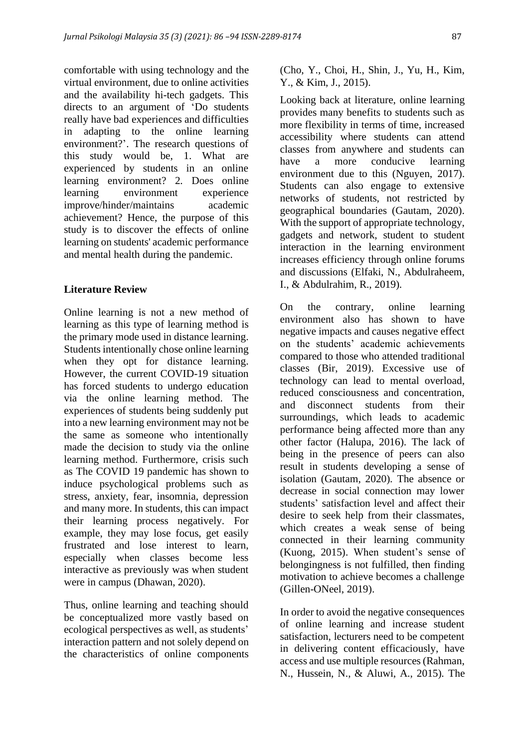comfortable with using technology and the virtual environment, due to online activities and the availability hi-tech gadgets. This directs to an argument of 'Do students really have bad experiences and difficulties in adapting to the online learning environment?'. The research questions of this study would be, 1. What are experienced by students in an online learning environment? 2. Does online learning environment experience improve/hinder/maintains academic achievement? Hence, the purpose of this study is to discover the effects of online learning on students' academic performance and mental health during the pandemic.

## Literature Review

Online learning is not a new method of learning as this type of learning method is the primary mode used in distance learning. Students intentionally chose online learning when they opt for distance learning. However, the current COVID-19 situation has forced students to undergo education via the online learning method. The experiences of students being suddenly put into a new learning environment may not be the same as someone who intentionally made the decision to study via the online learning method. Furthermore, crisis such as The COVID 19 pandemic has shown to induce psychological problems such as stress, anxiety, fear, insomnia, depression and many more. In students, this can impact their learning process negatively. For example, they may lose focus, get easily frustrated and lose interest to learn, especially when classes become less interactive as previously was when student were in campus (Dhawan, 2020).

Thus, online learning and teaching should be conceptualized more vastly based on ecological perspectives as well, as students' interaction pattern and not solely depend on the characteristics of online components (Cho, Y., Choi, H., Shin, J., Yu, H., Kim, Y., & Kim, J., 2015).

Looking back at literature, online learning provides many benefits to students such as more flexibility in terms of time, increased accessibility where students can attend classes from anywhere and students can have a more conducive learning environment due to this (Nguyen, 2017). Students can also engage to extensive networks of students, not restricted by geographical boundaries (Gautam, 2020). With the support of appropriate technology, gadgets and network, student to student interaction in the learning environment increases efficiency through online forums and discussions (Elfaki, N., Abdulraheem, I., & Abdulrahim, R., 2019).

On the contrary, online learning environment also has shown to have negative impacts and causes negative effect on the students' academic achievements compared to those who attended traditional classes (Bir, 2019). Excessive use of technology can lead to mental overload, reduced consciousness and concentration, and disconnect students from their surroundings, which leads to academic performance being affected more than any other factor (Halupa, 2016). The lack of being in the presence of peers can also result in students developing a sense of isolation (Gautam, 2020). The absence or decrease in social connection may lower students' satisfaction level and affect their desire to seek help from their classmates, which creates a weak sense of being connected in their learning community (Kuong, 2015). When student's sense of belongingness is not fulfilled, then finding motivation to achieve becomes a challenge (Gillen-ONeel, 2019).

In order to avoid the negative consequences of online learning and increase student satisfaction, lecturers need to be competent in delivering content efficaciously, have access and use multiple resources (Rahman, N., Hussein, N., & Aluwi, A., 2015). The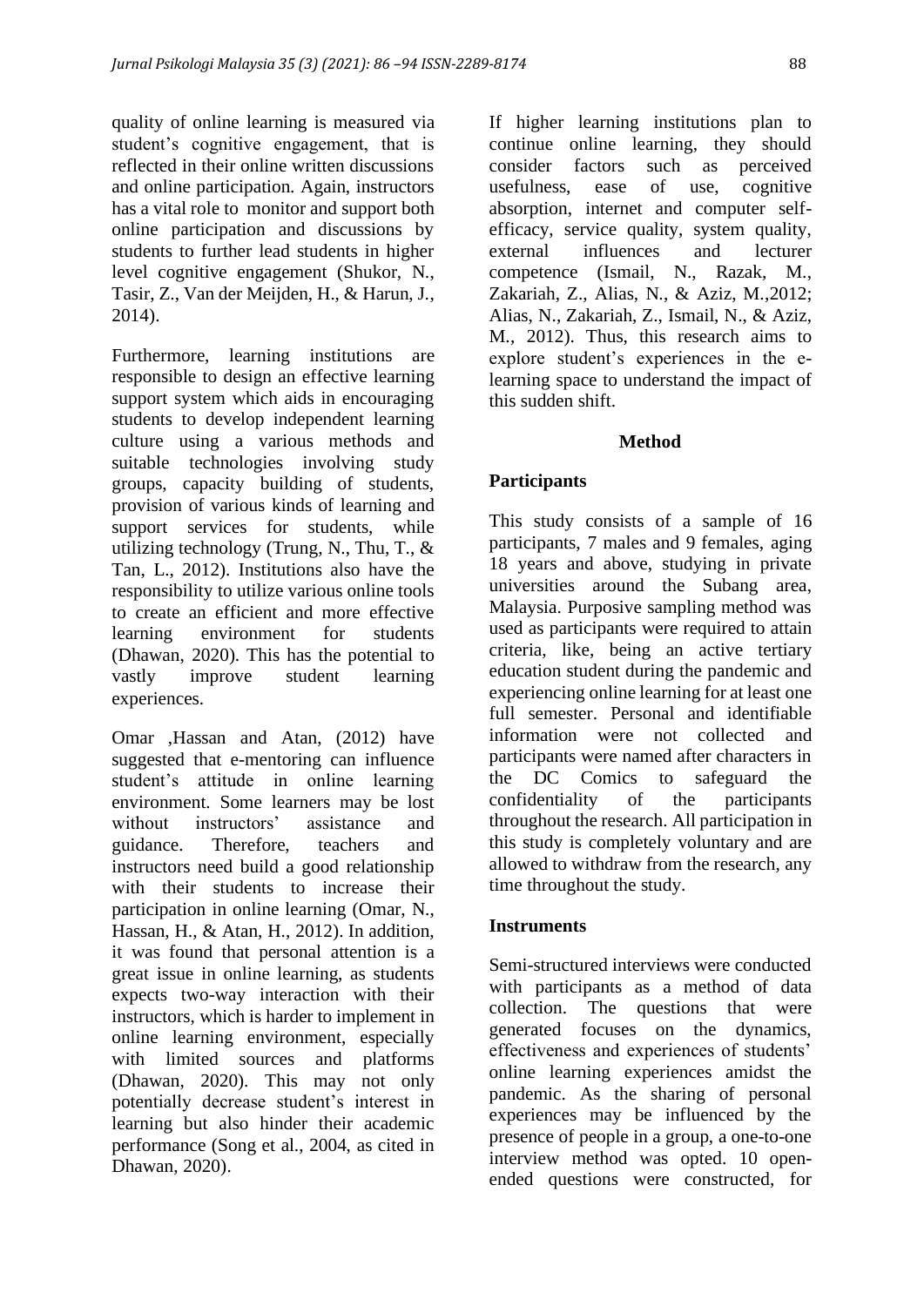quality of online learning is measured via student's cognitive engagement, that is reflected in their online written discussions and online participation. Again, instructors has a vital role to monitor and support both online participation and discussions by students to further lead students in higher level cognitive engagement (Shukor, N., Tasir, Z., Van der Meijden, H., & Harun, J., 2014).

Furthermore, learning institutions are responsible to design an effective learning support system which aids in encouraging students to develop independent learning culture using a various methods and suitable technologies involving study groups, capacity building of students, provision of various kinds of learning and support services for students, while utilizing technology (Trung, N., Thu, T., & Tan, L., 2012). Institutions also have the responsibility to utilize various online tools to create an efficient and more effective learning environment for students (Dhawan, 2020). This has the potential to vastly improve student learning experiences.

Omar ,Hassan and Atan, (2012) have suggested that e-mentoring can influence student's attitude in online learning environment. Some learners may be lost without instructors' assistance and guidance. Therefore, teachers and instructors need build a good relationship with their students to increase their participation in online learning (Omar, N., Hassan, H., & Atan, H., 2012). In addition, it was found that personal attention is a great issue in online learning, as students expects two-way interaction with their instructors, which is harder to implement in online learning environment, especially with limited sources and platforms (Dhawan, 2020). This may not only potentially decrease student's interest in learning but also hinder their academic performance (Song et al., 2004, as cited in Dhawan, 2020).

If higher learning institutions plan to continue online learning, they should consider factors such as perceived usefulness, ease of use, cognitive absorption, internet and computer self-efficacy, service quality, system quality, external influences and lecturer competence (Ismail, N., Razak, M., Zakariah, Z., Alias, N., & Aziz, M.,2012; Alias, N., Zakariah, Z., Ismail, N., & Aziz, M., 2012). Thus, this research aims to explore student's experiences in the e-learning space to understand the impact of this sudden shift.

## Method

### Participants

This study consists of a sample of 16 participants, 7 males and 9 females, aging 18 years and above, studying in private universities around the Subang area, Malaysia. Purposive sampling method was used as participants were required to attain criteria, like, being an active tertiary education student during the pandemic and experiencing online learning for at least one full semester. Personal and identifiable information were not collected and participants were named after characters in the DC Comics to safeguard the confidentiality of the participants throughout the research. All participation in this study is completely voluntary and are allowed to withdraw from the research, any time throughout the study.

### Instruments

Semi-structured interviews were conducted with participants as a method of data collection. The questions that were generated focuses on the dynamics, effectiveness and experiences of students' online learning experiences amidst the pandemic. As the sharing of personal experiences may be influenced by the presence of people in a group, a one-to-one interview method was opted. 10 open-ended questions were constructed, for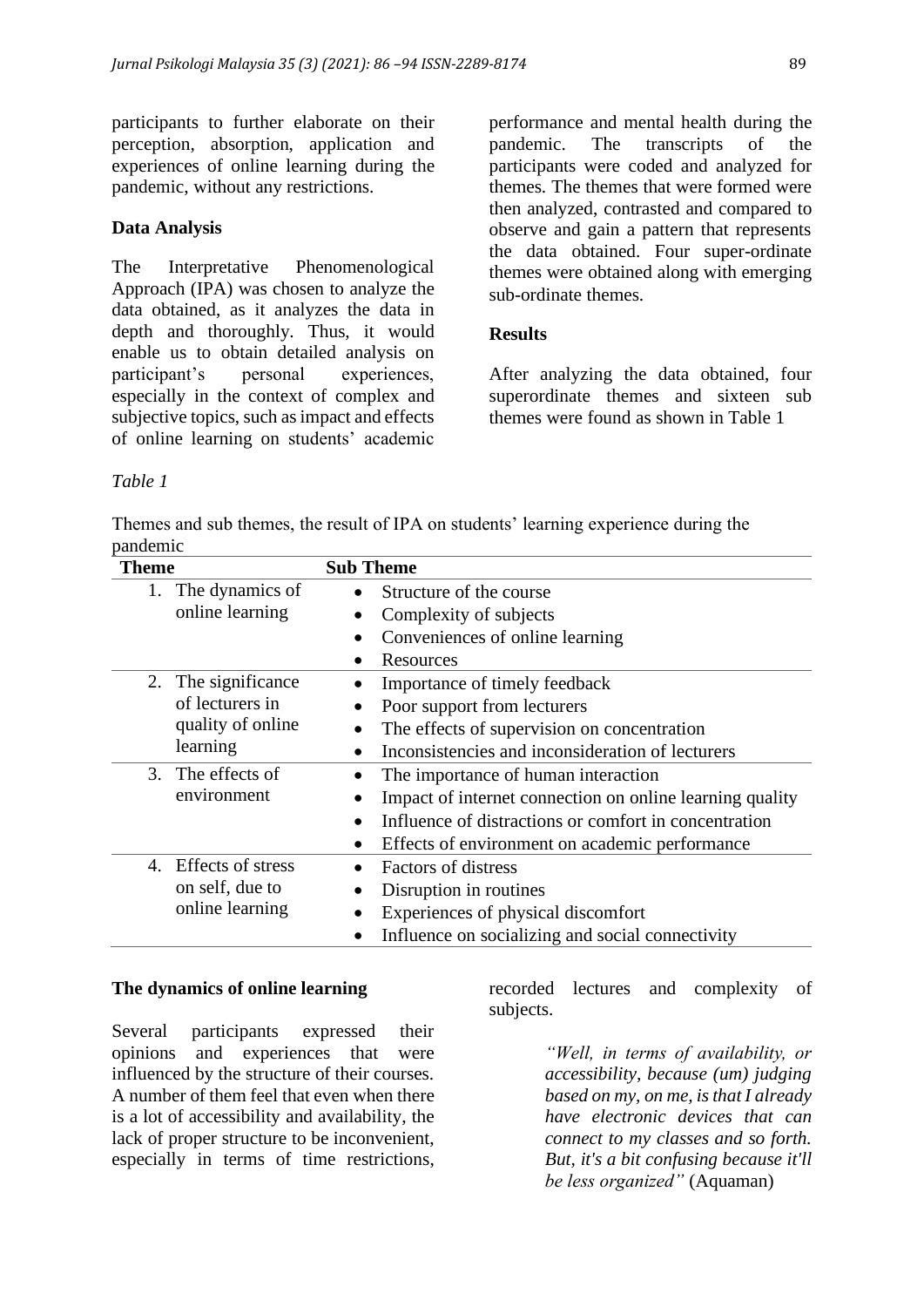participants to further elaborate on their perception, absorption, application and experiences of online learning during the pandemic, without any restrictions.

### Data Analysis

The Interpretative Phenomenological Approach (IPA) was chosen to analyze the data obtained, as it analyzes the data in depth and thoroughly. Thus, it would enable us to obtain detailed analysis on participant's personal experiences, especially in the context of complex and subjective topics, such as impact and effects of online learning on students' academic performance and mental health during the pandemic. The transcripts of the participants were coded and analyzed for themes. The themes that were formed were then analyzed, contrasted and compared to observe and gain a pattern that represents the data obtained. Four super-ordinate themes were obtained along with emerging sub-ordinate themes.

## Results

After analyzing the data obtained, four superordinate themes and sixteen sub themes were found as shown in Table 1

*Table 1*

Themes and sub themes, the result of IPA on students' learning experience during the pandemic

| Theme | Sub Theme |
|---|---|
| 1. The dynamics of online learning | • Structure of the course<br>• Complexity of subjects<br>• Conveniences of online learning<br>• Resources |
| 2. The significance of lecturers in quality of online learning | • Importance of timely feedback<br>• Poor support from lecturers<br>• The effects of supervision on concentration<br>• Inconsistencies and inconsideration of lecturers |
| 3. The effects of environment | • The importance of human interaction<br>• Impact of internet connection on online learning quality<br>• Influence of distractions or comfort in concentration<br>• Effects of environment on academic performance |
| 4. Effects of stress on self, due to online learning | • Factors of distress<br>• Disruption in routines<br>• Experiences of physical discomfort<br>• Influence on socializing and social connectivity |

### The dynamics of online learning

Several participants expressed their opinions and experiences that were influenced by the structure of their courses. A number of them feel that even when there is a lot of accessibility and availability, the lack of proper structure to be inconvenient, especially in terms of time restrictions, recorded lectures and complexity of subjects.

> *"Well, in terms of availability, or accessibility, because (um) judging based on my, on me, is that I already have electronic devices that can connect to my classes and so forth. But, it's a bit confusing because it'll be less organized"* (Aquaman)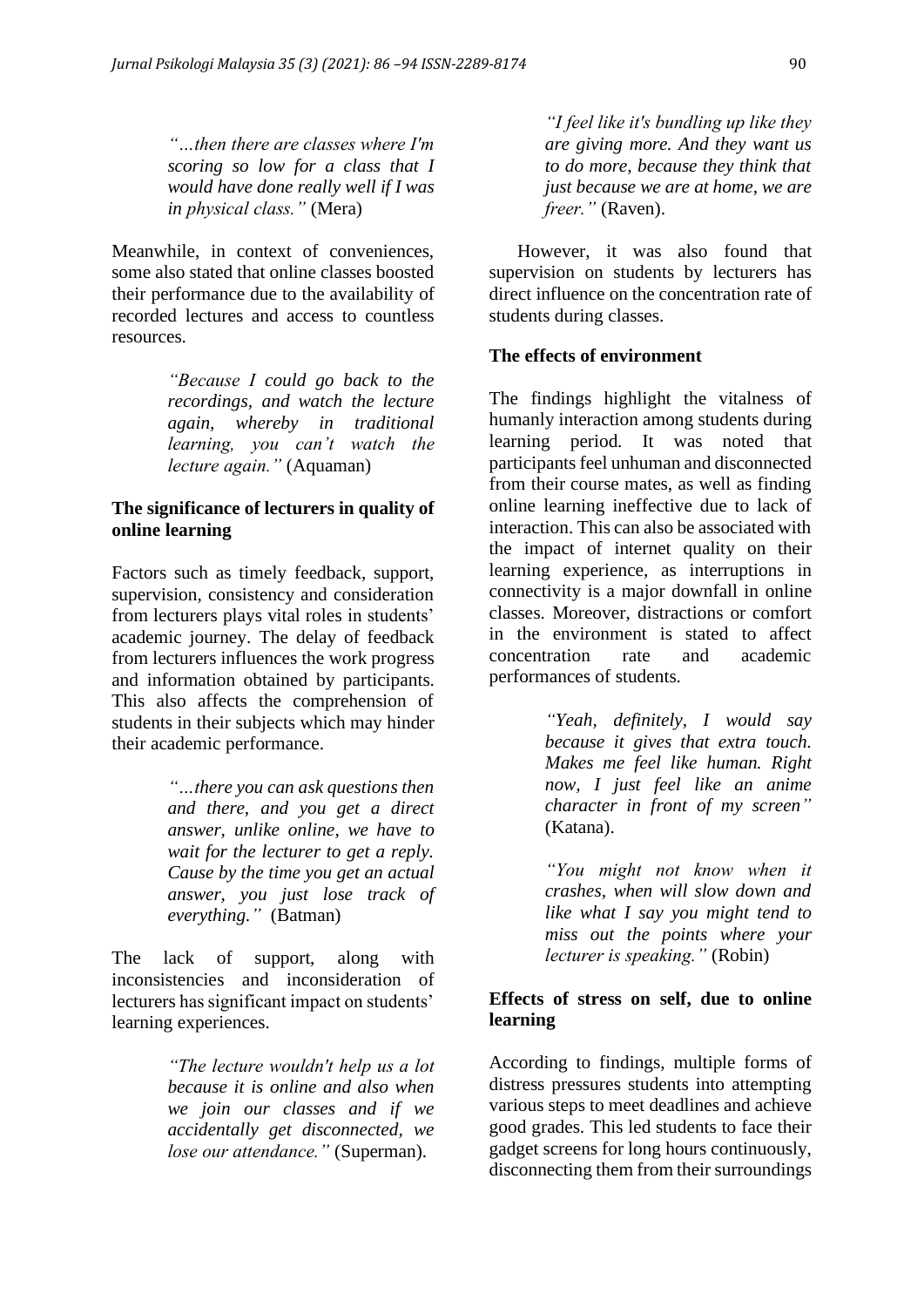*"…then there are classes where I'm scoring so low for a class that I would have done really well if I was in physical class."* (Mera)

Meanwhile, in context of conveniences, some also stated that online classes boosted their performance due to the availability of recorded lectures and access to countless resources.

> *"Because I could go back to the recordings, and watch the lecture again, whereby in traditional learning, you can't watch the lecture again."* (Aquaman)

**The significance of lecturers in quality of online learning**

Factors such as timely feedback, support, supervision, consistency and consideration from lecturers plays vital roles in students' academic journey. The delay of feedback from lecturers influences the work progress and information obtained by participants. This also affects the comprehension of students in their subjects which may hinder their academic performance.

> *"…there you can ask questions then and there, and you get a direct answer, unlike online, we have to wait for the lecturer to get a reply. Cause by the time you get an actual answer, you just lose track of everything."* (Batman)

The lack of support, along with inconsistencies and inconsideration of lecturers has significant impact on students' learning experiences.

> *"The lecture wouldn't help us a lot because it is online and also when we join our classes and if we accidentally get disconnected, we lose our attendance."* (Superman).

> *"I feel like it's bundling up like they are giving more. And they want us to do more, because they think that just because we are at home, we are freer."* (Raven).

However, it was also found that supervision on students by lecturers has direct influence on the concentration rate of students during classes.

**The effects of environment**

The findings highlight the vitalness of humanly interaction among students during learning period. It was noted that participants feel unhuman and disconnected from their course mates, as well as finding online learning ineffective due to lack of interaction. This can also be associated with the impact of internet quality on their learning experience, as interruptions in connectivity is a major downfall in online classes. Moreover, distractions or comfort in the environment is stated to affect concentration rate and academic performances of students.

> *"Yeah, definitely, I would say because it gives that extra touch. Makes me feel like human. Right now, I just feel like an anime character in front of my screen"* (Katana).

> *"You might not know when it crashes, when will slow down and like what I say you might tend to miss out the points where your lecturer is speaking."* (Robin)

**Effects of stress on self, due to online learning**

According to findings, multiple forms of distress pressures students into attempting various steps to meet deadlines and achieve good grades. This led students to face their gadget screens for long hours continuously, disconnecting them from their surroundings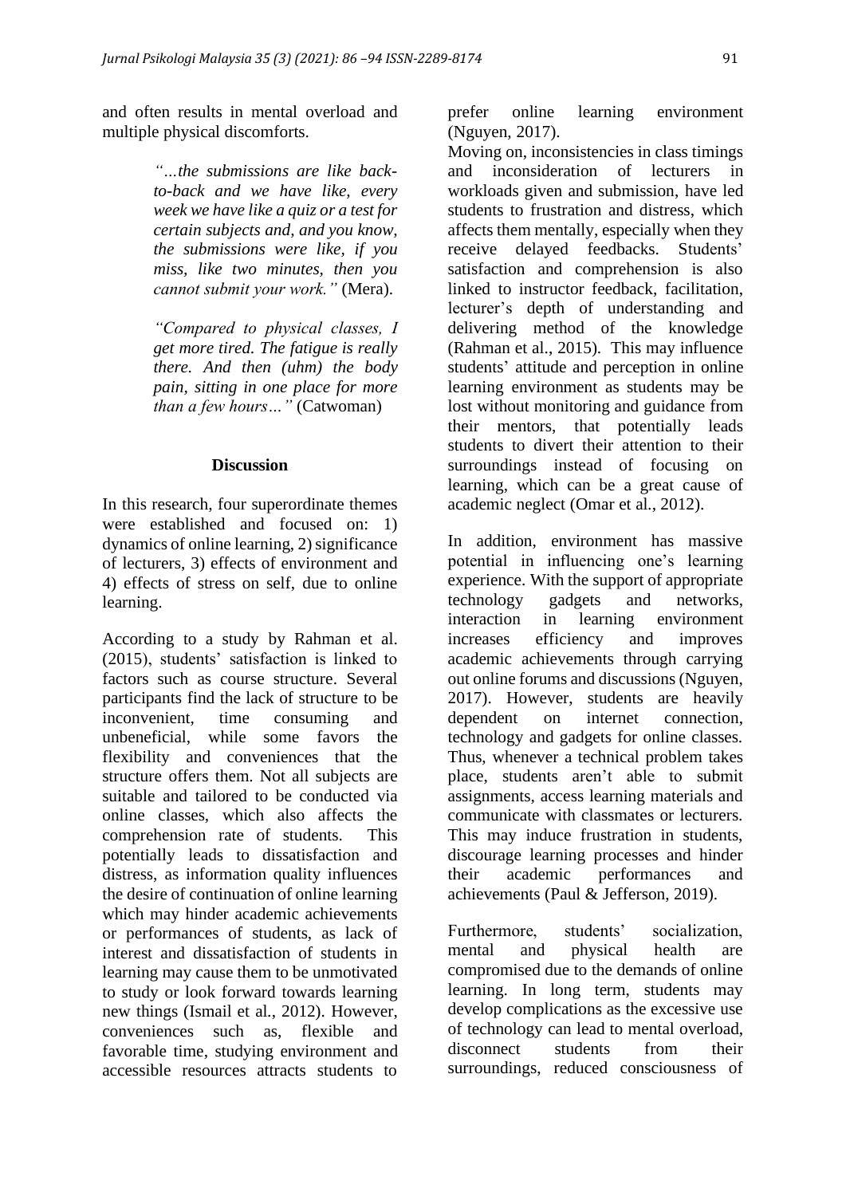and often results in mental overload and multiple physical discomforts.

> *"…the submissions are like back-to-back and we have like, every week we have like a quiz or a test for certain subjects and, and you know, the submissions were like, if you miss, like two minutes, then you cannot submit your work."* (Mera).

> *"Compared to physical classes, I get more tired. The fatigue is really there. And then (uhm) the body pain, sitting in one place for more than a few hours…"* (Catwoman)

## Discussion

In this research, four superordinate themes were established and focused on: 1) dynamics of online learning, 2) significance of lecturers, 3) effects of environment and 4) effects of stress on self, due to online learning.

According to a study by Rahman et al. (2015), students' satisfaction is linked to factors such as course structure. Several participants find the lack of structure to be inconvenient, time consuming and unbeneficial, while some favors the flexibility and conveniences that the structure offers them. Not all subjects are suitable and tailored to be conducted via online classes, which also affects the comprehension rate of students. This potentially leads to dissatisfaction and distress, as information quality influences the desire of continuation of online learning which may hinder academic achievements or performances of students, as lack of interest and dissatisfaction of students in learning may cause them to be unmotivated to study or look forward towards learning new things (Ismail et al., 2012). However, conveniences such as, flexible and favorable time, studying environment and accessible resources attracts students to prefer online learning environment (Nguyen, 2017).

Moving on, inconsistencies in class timings and inconsideration of lecturers in workloads given and submission, have led students to frustration and distress, which affects them mentally, especially when they receive delayed feedbacks. Students' satisfaction and comprehension is also linked to instructor feedback, facilitation, lecturer's depth of understanding and delivering method of the knowledge (Rahman et al., 2015). This may influence students' attitude and perception in online learning environment as students may be lost without monitoring and guidance from their mentors, that potentially leads students to divert their attention to their surroundings instead of focusing on learning, which can be a great cause of academic neglect (Omar et al., 2012).

In addition, environment has massive potential in influencing one's learning experience. With the support of appropriate technology gadgets and networks, interaction in learning environment increases efficiency and improves academic achievements through carrying out online forums and discussions (Nguyen, 2017). However, students are heavily dependent on internet connection, technology and gadgets for online classes. Thus, whenever a technical problem takes place, students aren't able to submit assignments, access learning materials and communicate with classmates or lecturers. This may induce frustration in students, discourage learning processes and hinder their academic performances and achievements (Paul & Jefferson, 2019).

Furthermore, students' socialization, mental and physical health are compromised due to the demands of online learning. In long term, students may develop complications as the excessive use of technology can lead to mental overload, disconnect students from their surroundings, reduced consciousness of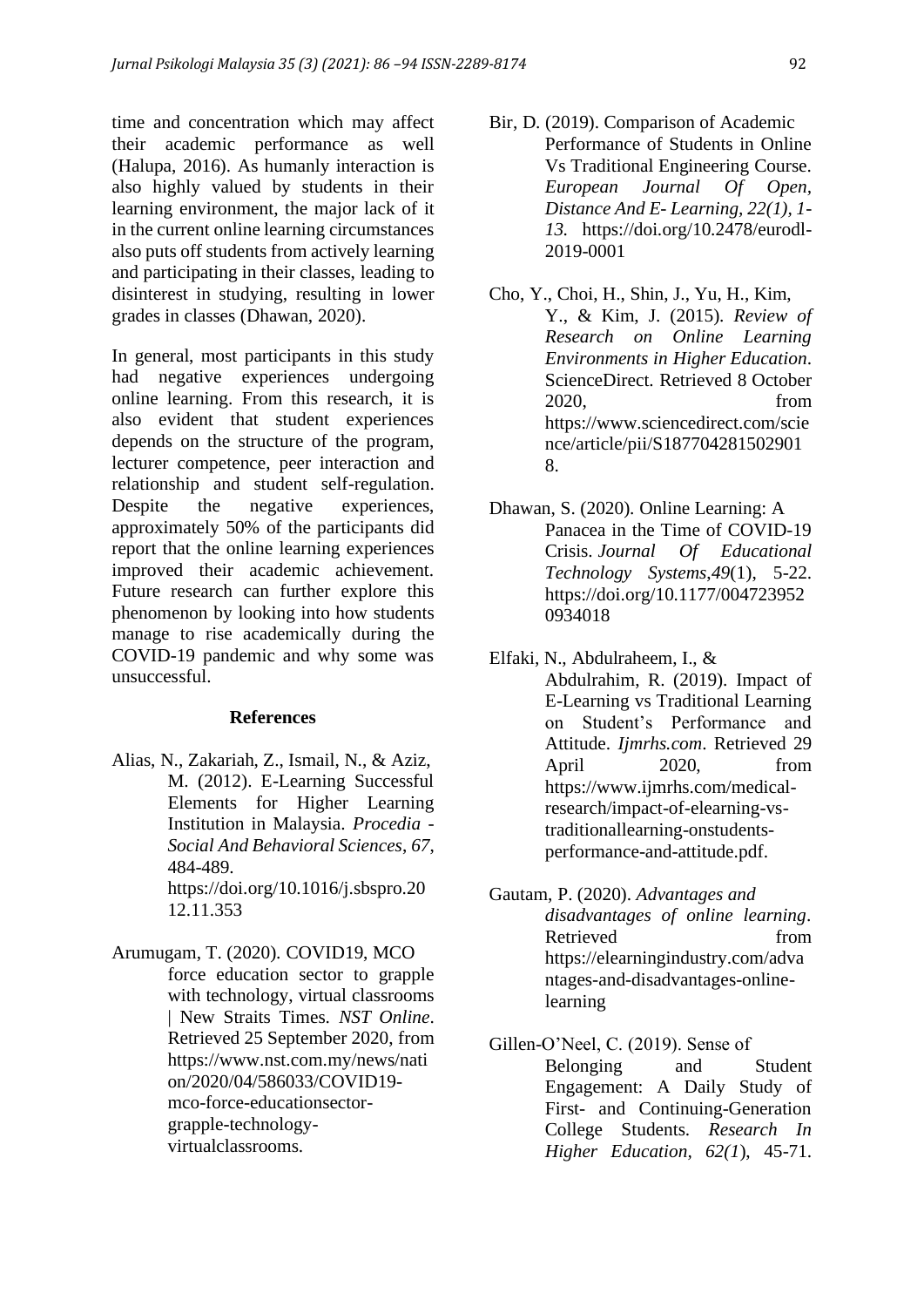time and concentration which may affect their academic performance as well (Halupa, 2016). As humanly interaction is also highly valued by students in their learning environment, the major lack of it in the current online learning circumstances also puts off students from actively learning and participating in their classes, leading to disinterest in studying, resulting in lower grades in classes (Dhawan, 2020).

In general, most participants in this study had negative experiences undergoing online learning. From this research, it is also evident that student experiences depends on the structure of the program, lecturer competence, peer interaction and relationship and student self-regulation. Despite the negative experiences, approximately 50% of the participants did report that the online learning experiences improved their academic achievement. Future research can further explore this phenomenon by looking into how students manage to rise academically during the COVID-19 pandemic and why some was unsuccessful.

## References

Alias, N., Zakariah, Z., Ismail, N., & Aziz, M. (2012). E-Learning Successful Elements for Higher Learning Institution in Malaysia. *Procedia - Social And Behavioral Sciences*, *67*, 484-489. https://doi.org/10.1016/j.sbspro.2012.11.353

Arumugam, T. (2020). COVID19, MCO force education sector to grapple with technology, virtual classrooms | New Straits Times. *NST Online*. Retrieved 25 September 2020, from https://www.nst.com.my/news/nation/2020/04/586033/COVID19-mco-force-educationsector-grapple-technology-virtualclassrooms.

Bir, D. (2019). Comparison of Academic Performance of Students in Online Vs Traditional Engineering Course. *European Journal Of Open, Distance And E- Learning, 22(1), 1-13.* https://doi.org/10.2478/eurodl-2019-0001

Cho, Y., Choi, H., Shin, J., Yu, H., Kim, Y., & Kim, J. (2015). *Review of Research on Online Learning Environments in Higher Education*. ScienceDirect. Retrieved 8 October 2020, from https://www.sciencedirect.com/science/article/pii/S1877042815029018.

Dhawan, S. (2020). Online Learning: A Panacea in the Time of COVID-19 Crisis. *Journal Of Educational Technology Systems*,*49*(1), 5-22. https://doi.org/10.1177/0047239520934018

Elfaki, N., Abdulraheem, I., & Abdulrahim, R. (2019). Impact of E-Learning vs Traditional Learning on Student's Performance and Attitude. *Ijmrhs.com*. Retrieved 29 April 2020, from https://www.ijmrhs.com/medical-research/impact-of-elearning-vs-traditionallearning-onstudents-performance-and-attitude.pdf.

Gautam, P. (2020). *Advantages and disadvantages of online learning*. Retrieved from https://elearningindustry.com/advantages-and-disadvantages-online-learning

Gillen-O'Neel, C. (2019). Sense of Belonging and Student Engagement: A Daily Study of First- and Continuing-Generation College Students. *Research In Higher Education*, *62(1*), 45-71.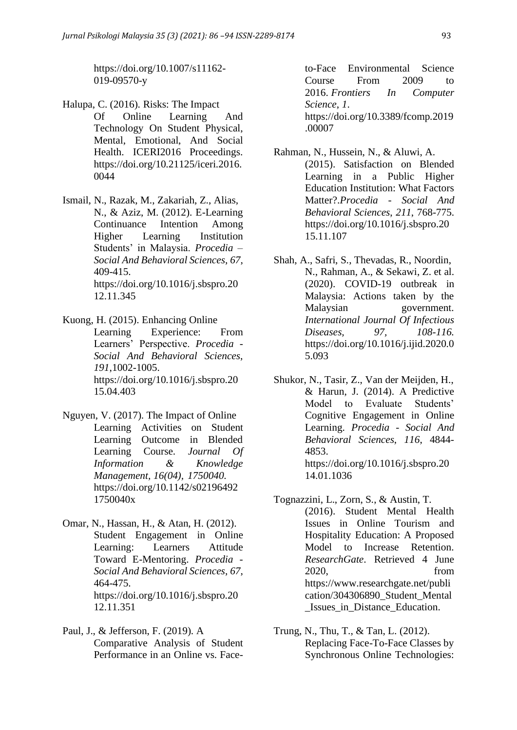https://doi.org/10.1007/s11162-019-09570-y

Halupa, C. (2016). Risks: The Impact Of Online Learning And Technology On Student Physical, Mental, Emotional, And Social Health. ICERI2016 Proceedings. https://doi.org/10.21125/iceri.2016.0044

Ismail, N., Razak, M., Zakariah, Z., Alias, N., & Aziz, M. (2012). E-Learning Continuance Intention Among Higher Learning Institution Students' in Malaysia. *Procedia – Social And Behavioral Sciences*, *67*, 409-415. https://doi.org/10.1016/j.sbspro.2012.11.345

Kuong, H. (2015). Enhancing Online Learning Experience: From Learners' Perspective. *Procedia - Social And Behavioral Sciences*, *191*,1002-1005. https://doi.org/10.1016/j.sbspro.2015.04.403

Nguyen, V. (2017). The Impact of Online Learning Activities on Student Learning Outcome in Blended Learning Course. *Journal Of Information & Knowledge Management*, *16(04), 1750040.* https://doi.org/10.1142/s021964921750040x

Omar, N., Hassan, H., & Atan, H. (2012). Student Engagement in Online Learning: Learners Attitude Toward E-Mentoring. *Procedia - Social And Behavioral Sciences*, *67*, 464-475. https://doi.org/10.1016/j.sbspro.2012.11.351

Paul, J., & Jefferson, F. (2019). A Comparative Analysis of Student Performance in an Online vs. Face-to-Face Environmental Science Course From 2009 to 2016. *Frontiers In Computer Science*, *1*. https://doi.org/10.3389/fcomp.2019.00007

Rahman, N., Hussein, N., & Aluwi, A. (2015). Satisfaction on Blended Learning in a Public Higher Education Institution: What Factors Matter?.*Procedia - Social And Behavioral Sciences*, *211*, 768-775. https://doi.org/10.1016/j.sbspro.2015.11.107

Shah, A., Safri, S., Thevadas, R., Noordin, N., Rahman, A., & Sekawi, Z. et al. (2020). COVID-19 outbreak in Malaysia: Actions taken by the Malaysian government. *International Journal Of Infectious Diseases, 97, 108-116.* https://doi.org/10.1016/j.ijid.2020.05.093

Shukor, N., Tasir, Z., Van der Meijden, H., & Harun, J. (2014). A Predictive Model to Evaluate Students' Cognitive Engagement in Online Learning. *Procedia - Social And Behavioral Sciences*, *116*, 4844-4853. https://doi.org/10.1016/j.sbspro.2014.01.1036

Tognazzini, L., Zorn, S., & Austin, T. (2016). Student Mental Health Issues in Online Tourism and Hospitality Education: A Proposed Model to Increase Retention. *ResearchGate*. Retrieved 4 June 2020, from https://www.researchgate.net/publication/304306890_Student_Mental_Issues_in_Distance_Education.

Trung, N., Thu, T., & Tan, L. (2012). Replacing Face-To-Face Classes by Synchronous Online Technologies: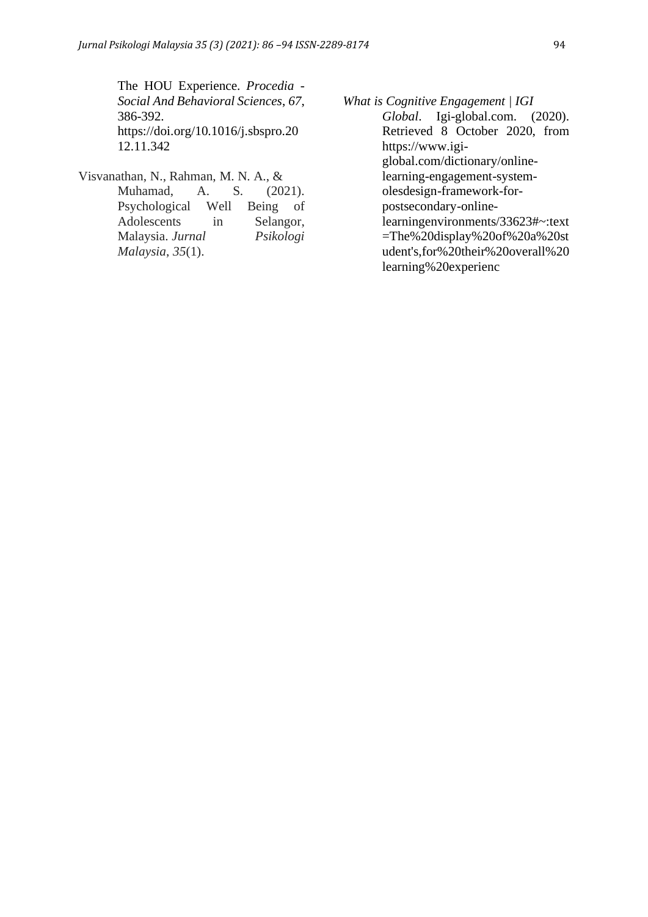The HOU Experience. *Procedia - Social And Behavioral Sciences*, *67*, 386-392. https://doi.org/10.1016/j.sbspro.2012.11.342

Visvanathan, N., Rahman, M. N. A., & Muhamad, A. S. (2021). Psychological Well Being of Adolescents in Selangor, Malaysia. *Jurnal Psikologi Malaysia*, *35*(1).

*What is Cognitive Engagement | IGI Global*. Igi-global.com. (2020). Retrieved 8 October 2020, from https://www.igi-global.com/dictionary/online-learning-engagement-system-olesdesign-framework-for-postsecondary-online-learningenvironments/33623#~:text=The%20display%20of%20a%20student's,for%20their%20overall%20learning%20experienc